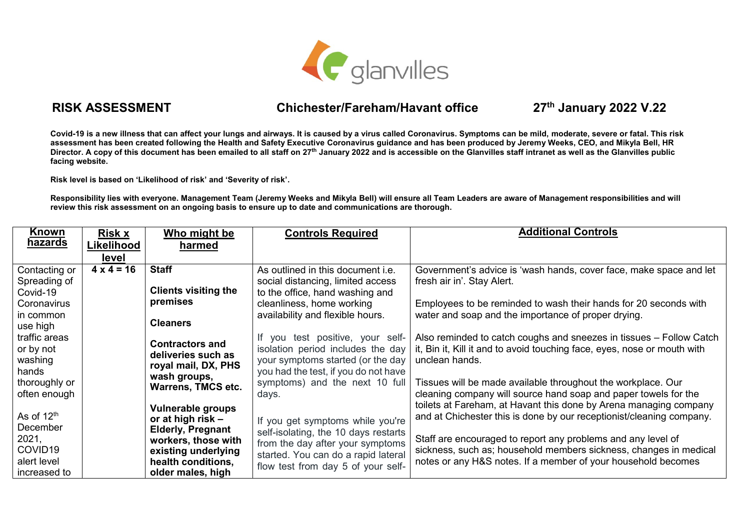**RISK ASSESSMENT** **Chichester/Fareham/Havant office** **27th January 2022 V.22**

**Covid-19 is a new illness that can affect your lungs and airways. It is caused by a virus called Coronavirus. Symptoms can be mild, moderate, severe or fatal. This risk assessment has been created following the Health and Safety Executive Coronavirus guidance and has been produced by Jeremy Weeks, CEO, and Mikyla Bell, HR Director. A copy of this document has been emailed to all staff on 27th January 2022 and is accessible on the Glanvilles staff intranet as well as the Glanvilles public facing website.**

**Risk level is based on 'Likelihood of risk' and 'Severity of risk'.**

**Responsibility lies with everyone. Management Team (Jeremy Weeks and Mikyla Bell) will ensure all Team Leaders are aware of Management responsibilities and will review this risk assessment on an ongoing basis to ensure up to date and communications are thorough.**

| Known hazards | Risk x Likelihood level | Who might be harmed | Controls Required | Additional Controls |
|---|---|---|---|---|
| Contacting or Spreading of Covid-19 Coronavirus in common use high traffic areas or by not washing hands thoroughly or often enough<br><br>As of 12th December 2021, COVID19 alert level increased to | 4 x 4 = 16 | **Staff**<br><br>**Clients visiting the premises**<br><br>**Cleaners**<br><br>**Contractors and deliveries such as royal mail, DX, PHS wash groups, Warrens, TMCS etc.**<br><br>**Vulnerable groups or at high risk – Elderly, Pregnant workers, those with existing underlying health conditions, older males, high** | As outlined in this document i.e. social distancing, limited access to the office, hand washing and cleanliness, home working availability and flexible hours.<br><br>If you test positive, your self-isolation period includes the day your symptoms started (or the day you had the test, if you do not have symptoms) and the next 10 full days.<br><br>If you get symptoms while you're self-isolating, the 10 days restarts from the day after your symptoms started. You can do a rapid lateral flow test from day 5 of your self- | Government's advice is 'wash hands, cover face, make space and let fresh air in'. Stay Alert.<br><br>Employees to be reminded to wash their hands for 20 seconds with water and soap and the importance of proper drying.<br><br>Also reminded to catch coughs and sneezes in tissues – Follow Catch it, Bin it, Kill it and to avoid touching face, eyes, nose or mouth with unclean hands.<br><br>Tissues will be made available throughout the workplace. Our cleaning company will source hand soap and paper towels for the toilets at Fareham, at Havant this done by Arena managing company and at Chichester this is done by our receptionist/cleaning company.<br><br>Staff are encouraged to report any problems and any level of sickness, such as; household members sickness, changes in medical notes or any H&S notes. If a member of your household becomes |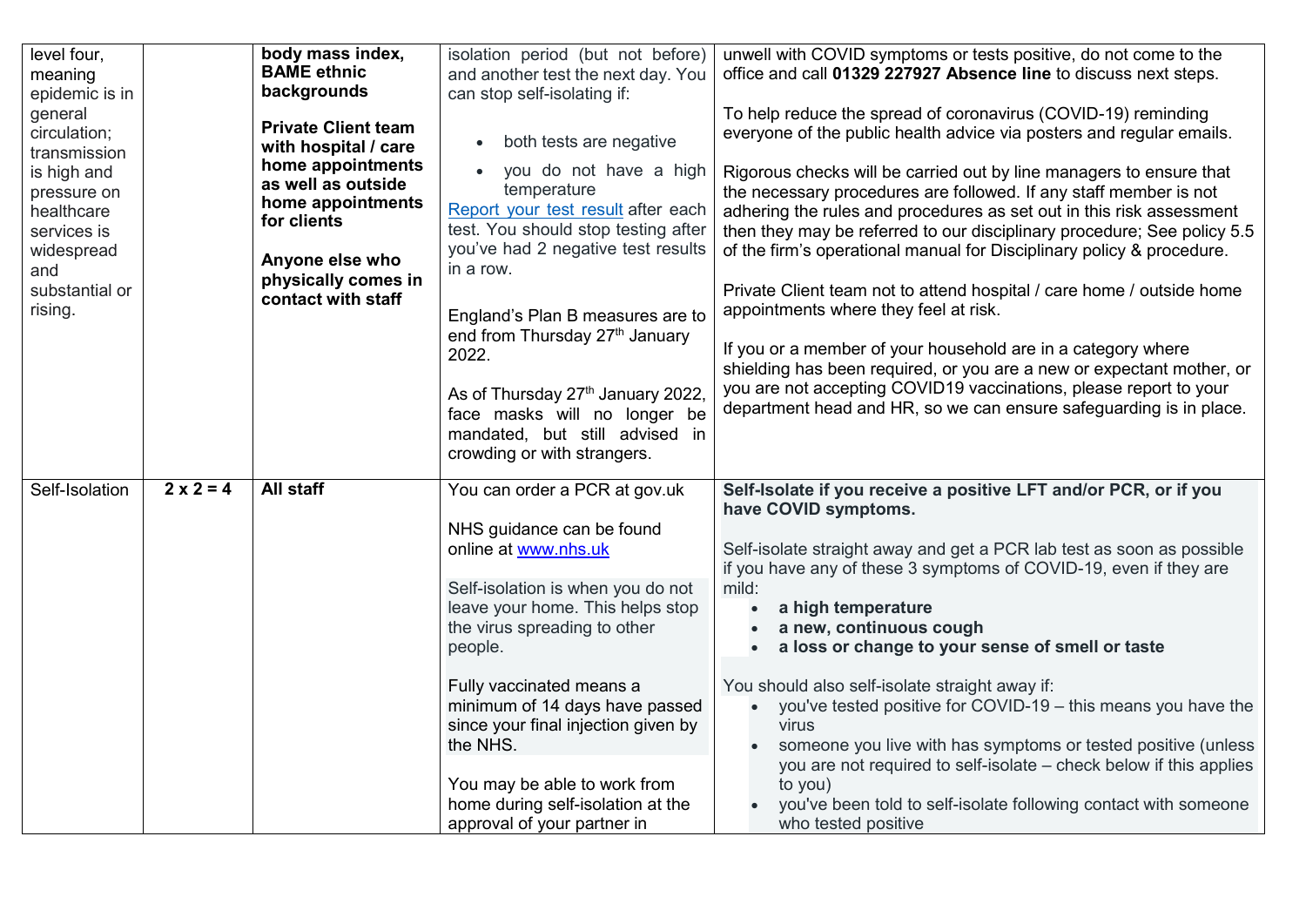| | | | | |
|---|---|---|---|---|
| level four, meaning epidemic is in general circulation; transmission is high and pressure on healthcare services is widespread and substantial or rising. | | **body mass index, BAME ethnic backgrounds**<br><br>**Private Client team with hospital / care home appointments as well as outside home appointments for clients**<br><br>**Anyone else who physically comes in contact with staff** | isolation period (but not before) and another test the next day. You can stop self-isolating if:<br><br>• both tests are negative<br>• you do not have a high temperature<br><br>[Report your test result](#) after each test. You should stop testing after you've had 2 negative test results in a row.<br><br>England's Plan B measures are to end from Thursday 27th January 2022.<br><br>As of Thursday 27th January 2022, face masks will no longer be mandated, but still advised in crowding or with strangers. | unwell with COVID symptoms or tests positive, do not come to the office and call **01329 227927 Absence line** to discuss next steps.<br><br>To help reduce the spread of coronavirus (COVID-19) reminding everyone of the public health advice via posters and regular emails.<br><br>Rigorous checks will be carried out by line managers to ensure that the necessary procedures are followed. If any staff member is not adhering the rules and procedures as set out in this risk assessment then they may be referred to our disciplinary procedure; See policy 5.5 of the firm's operational manual for Disciplinary policy & procedure.<br><br>Private Client team not to attend hospital / care home / outside home appointments where they feel at risk.<br><br>If you or a member of your household are in a category where shielding has been required, or you are a new or expectant mother, or you are not accepting COVID19 vaccinations, please report to your department head and HR, so we can ensure safeguarding is in place. |
| Self-Isolation | **2 x 2 = 4** | **All staff** | You can order a PCR at gov.uk<br><br>NHS guidance can be found online at [www.nhs.uk](http://www.nhs.uk)<br><br>Self-isolation is when you do not leave your home. This helps stop the virus spreading to other people.<br><br>Fully vaccinated means a minimum of 14 days have passed since your final injection given by the NHS.<br><br>You may be able to work from home during self-isolation at the approval of your partner in | **Self-Isolate if you receive a positive LFT and/or PCR, or if you have COVID symptoms.**<br><br>Self-isolate straight away and get a PCR lab test as soon as possible if you have any of these 3 symptoms of COVID-19, even if they are mild:<br>• **a high temperature**<br>• **a new, continuous cough**<br>• **a loss or change to your sense of smell or taste**<br><br>You should also self-isolate straight away if:<br>• you've tested positive for COVID-19 – this means you have the virus<br>• someone you live with has symptoms or tested positive (unless you are not required to self-isolate – check below if this applies to you)<br>• you've been told to self-isolate following contact with someone who tested positive |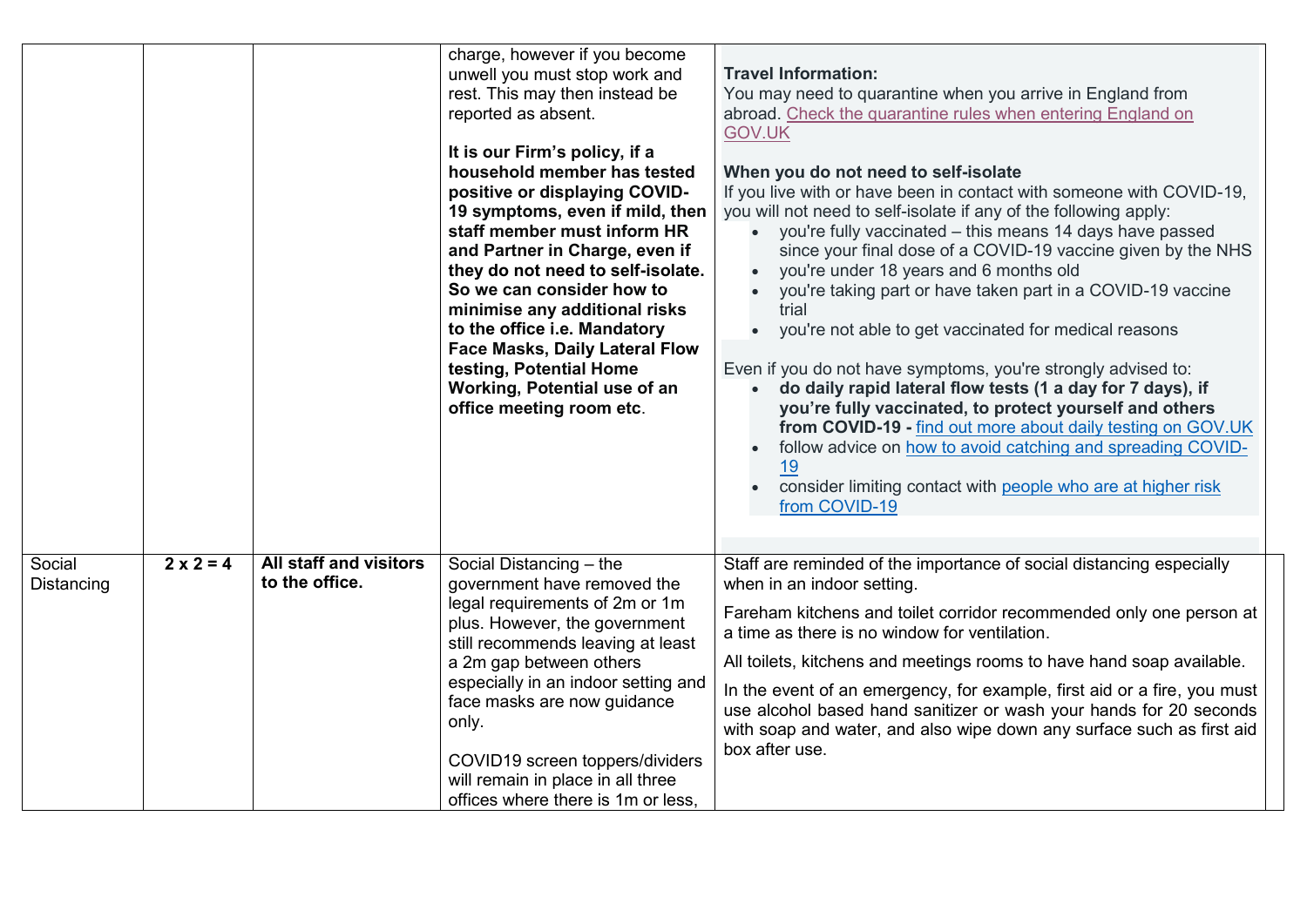| | | | | |
|---|---|---|---|---|
| | | | charge, however if you become unwell you must stop work and rest. This may then instead be reported as absent.<br><br>**It is our Firm's policy, if a household member has tested positive or displaying COVID-19 symptoms, even if mild, then staff member must inform HR and Partner in Charge, even if they do not need to self-isolate. So we can consider how to minimise any additional risks to the office i.e. Mandatory Face Masks, Daily Lateral Flow testing, Potential Home Working, Potential use of an office meeting room etc**. | **Travel Information:**<br>You may need to quarantine when you arrive in England from abroad. Check the quarantine rules when entering England on GOV.UK<br><br>**When you do not need to self-isolate**<br>If you live with or have been in contact with someone with COVID-19, you will not need to self-isolate if any of the following apply:<br>• you're fully vaccinated – this means 14 days have passed since your final dose of a COVID-19 vaccine given by the NHS<br>• you're under 18 years and 6 months old<br>• you're taking part or have taken part in a COVID-19 vaccine trial<br>• you're not able to get vaccinated for medical reasons<br><br>Even if you do not have symptoms, you're strongly advised to:<br>• **do daily rapid lateral flow tests (1 a day for 7 days), if you're fully vaccinated, to protect yourself and others from COVID-19 -** find out more about daily testing on GOV.UK<br>• follow advice on how to avoid catching and spreading COVID-19<br>• consider limiting contact with people who are at higher risk from COVID-19 |
| Social Distancing | **2 x 2 = 4** | **All staff and visitors to the office.** | Social Distancing – the government have removed the legal requirements of 2m or 1m plus. However, the government still recommends leaving at least a 2m gap between others especially in an indoor setting and face masks are now guidance only.<br><br>COVID19 screen toppers/dividers will remain in place in all three offices where there is 1m or less, | Staff are reminded of the importance of social distancing especially when in an indoor setting.<br><br>Fareham kitchens and toilet corridor recommended only one person at a time as there is no window for ventilation.<br><br>All toilets, kitchens and meetings rooms to have hand soap available.<br><br>In the event of an emergency, for example, first aid or a fire, you must use alcohol based hand sanitizer or wash your hands for 20 seconds with soap and water, and also wipe down any surface such as first aid box after use. |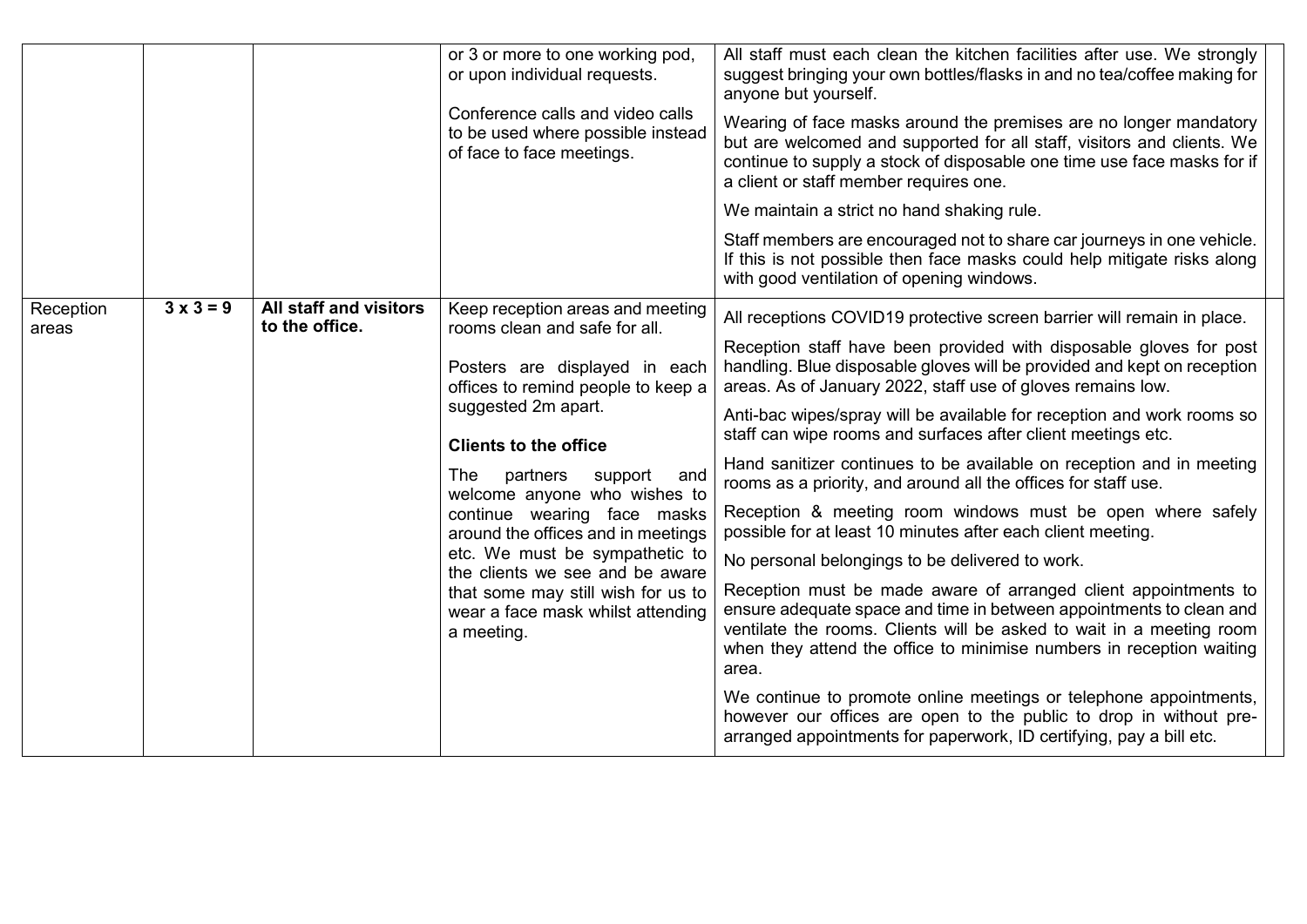| | | | | | |
|---|---|---|---|---|---|
| | | | or 3 or more to one working pod, or upon individual requests.<br><br>Conference calls and video calls to be used where possible instead of face to face meetings. | All staff must each clean the kitchen facilities after use. We strongly suggest bringing your own bottles/flasks in and no tea/coffee making for anyone but yourself.<br><br>Wearing of face masks around the premises are no longer mandatory but are welcomed and supported for all staff, visitors and clients. We continue to supply a stock of disposable one time use face masks for if a client or staff member requires one.<br><br>We maintain a strict no hand shaking rule.<br><br>Staff members are encouraged not to share car journeys in one vehicle. If this is not possible then face masks could help mitigate risks along with good ventilation of opening windows. | |
| Reception areas | **3 x 3 = 9** | **All staff and visitors to the office.** | Keep reception areas and meeting rooms clean and safe for all.<br><br>Posters are displayed in each offices to remind people to keep a suggested 2m apart.<br><br>**Clients to the office**<br><br>The partners support and welcome anyone who wishes to continue wearing face masks around the offices and in meetings etc. We must be sympathetic to the clients we see and be aware that some may still wish for us to wear a face mask whilst attending a meeting. | All receptions COVID19 protective screen barrier will remain in place.<br><br>Reception staff have been provided with disposable gloves for post handling. Blue disposable gloves will be provided and kept on reception areas. As of January 2022, staff use of gloves remains low.<br><br>Anti-bac wipes/spray will be available for reception and work rooms so staff can wipe rooms and surfaces after client meetings etc.<br><br>Hand sanitizer continues to be available on reception and in meeting rooms as a priority, and around all the offices for staff use.<br><br>Reception & meeting room windows must be open where safely possible for at least 10 minutes after each client meeting.<br><br>No personal belongings to be delivered to work.<br><br>Reception must be made aware of arranged client appointments to ensure adequate space and time in between appointments to clean and ventilate the rooms. Clients will be asked to wait in a meeting room when they attend the office to minimise numbers in reception waiting area.<br><br>We continue to promote online meetings or telephone appointments, however our offices are open to the public to drop in without pre-arranged appointments for paperwork, ID certifying, pay a bill etc. | |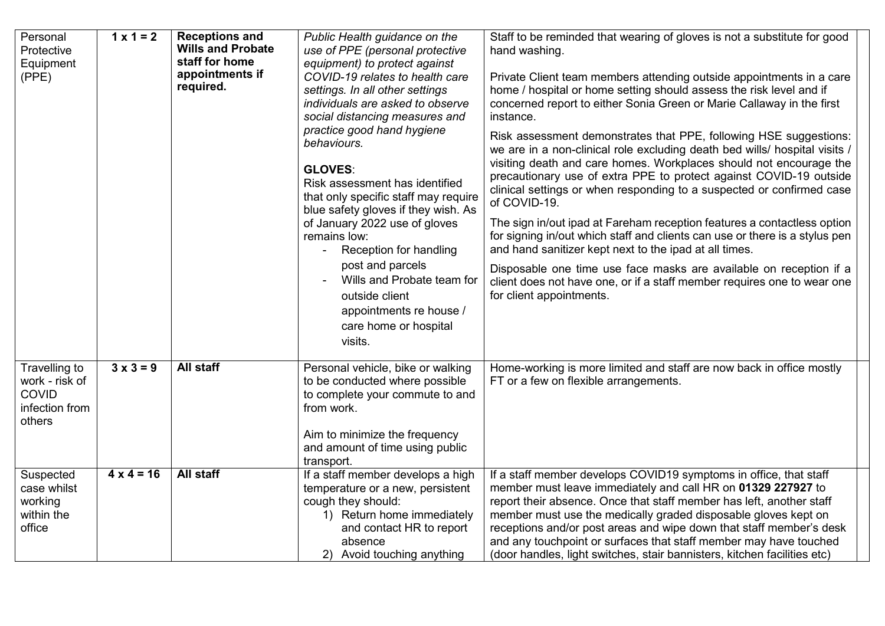| Personal Protective Equipment (PPE) | **1 x 1 = 2** | **Receptions and Wills and Probate staff for home appointments if required.** | *Public Health guidance on the use of PPE (personal protective equipment) to protect against COVID-19 relates to health care settings. In all other settings individuals are asked to observe social distancing measures and practice good hand hygiene behaviours.*<br><br>**GLOVES**:<br>Risk assessment has identified that only specific staff may require blue safety gloves if they wish. As of January 2022 use of gloves remains low:<br>- Reception for handling post and parcels<br>- Wills and Probate team for outside client appointments re house / care home or hospital visits. | Staff to be reminded that wearing of gloves is not a substitute for good hand washing.<br><br>Private Client team members attending outside appointments in a care home / hospital or home setting should assess the risk level and if concerned report to either Sonia Green or Marie Callaway in the first instance.<br><br>Risk assessment demonstrates that PPE, following HSE suggestions: we are in a non-clinical role excluding death bed wills/ hospital visits / visiting death and care homes. Workplaces should not encourage the precautionary use of extra PPE to protect against COVID-19 outside clinical settings or when responding to a suspected or confirmed case of COVID-19.<br><br>The sign in/out ipad at Fareham reception features a contactless option for signing in/out which staff and clients can use or there is a stylus pen and hand sanitizer kept next to the ipad at all times.<br><br>Disposable one time use face masks are available on reception if a client does not have one, or if a staff member requires one to wear one for client appointments. | |
|---|---|---|---|---|---|
| Travelling to work - risk of COVID infection from others | **3 x 3 = 9** | **All staff** | Personal vehicle, bike or walking to be conducted where possible to complete your commute to and from work.<br><br>Aim to minimize the frequency and amount of time using public transport. | Home-working is more limited and staff are now back in office mostly FT or a few on flexible arrangements. | |
| Suspected case whilst working within the office | **4 x 4 = 16** | **All staff** | If a staff member develops a high temperature or a new, persistent cough they should:<br>1) Return home immediately and contact HR to report absence<br>2) Avoid touching anything | If a staff member develops COVID19 symptoms in office, that staff member must leave immediately and call HR on **01329 227927** to report their absence. Once that staff member has left, another staff member must use the medically graded disposable gloves kept on receptions and/or post areas and wipe down that staff member's desk and any touchpoint or surfaces that staff member may have touched (door handles, light switches, stair bannisters, kitchen facilities etc) | |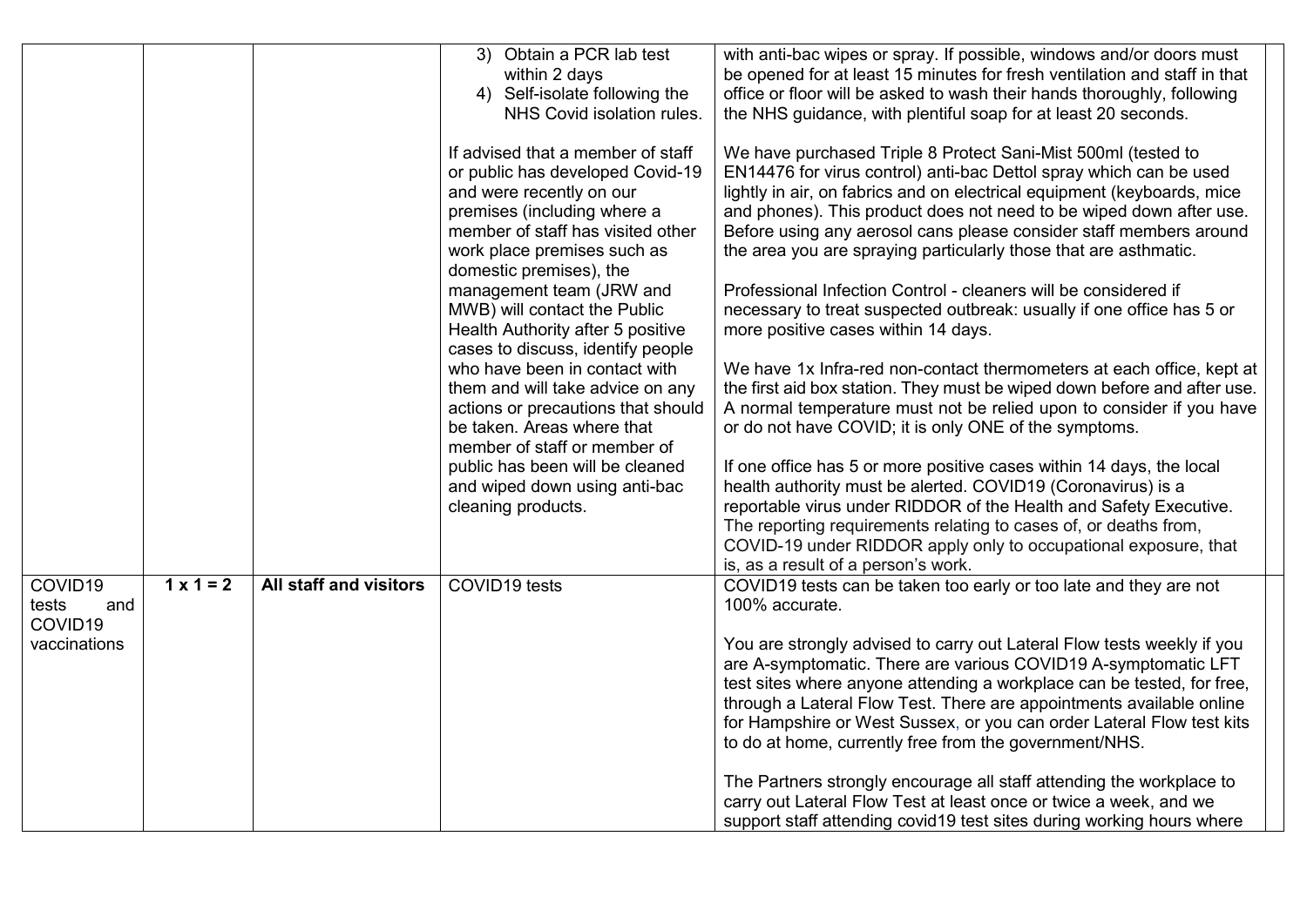| | | | | | |
|---|---|---|---|---|---|
| | | | 3) Obtain a PCR lab test within 2 days<br>4) Self-isolate following the NHS Covid isolation rules.<br><br>If advised that a member of staff or public has developed Covid-19 and were recently on our premises (including where a member of staff has visited other work place premises such as domestic premises), the management team (JRW and MWB) will contact the Public Health Authority after 5 positive cases to discuss, identify people who have been in contact with them and will take advice on any actions or precautions that should be taken. Areas where that member of staff or member of public has been will be cleaned and wiped down using anti-bac cleaning products. | with anti-bac wipes or spray. If possible, windows and/or doors must be opened for at least 15 minutes for fresh ventilation and staff in that office or floor will be asked to wash their hands thoroughly, following the NHS guidance, with plentiful soap for at least 20 seconds.<br><br>We have purchased Triple 8 Protect Sani-Mist 500ml (tested to EN14476 for virus control) anti-bac Dettol spray which can be used lightly in air, on fabrics and on electrical equipment (keyboards, mice and phones). This product does not need to be wiped down after use. Before using any aerosol cans please consider staff members around the area you are spraying particularly those that are asthmatic.<br><br>Professional Infection Control - cleaners will be considered if necessary to treat suspected outbreak: usually if one office has 5 or more positive cases within 14 days.<br><br>We have 1x Infra-red non-contact thermometers at each office, kept at the first aid box station. They must be wiped down before and after use. A normal temperature must not be relied upon to consider if you have or do not have COVID; it is only ONE of the symptoms.<br><br>If one office has 5 or more positive cases within 14 days, the local health authority must be alerted. COVID19 (Coronavirus) is a reportable virus under RIDDOR of the Health and Safety Executive. The reporting requirements relating to cases of, or deaths from, COVID-19 under RIDDOR apply only to occupational exposure, that is, as a result of a person's work. | |
| COVID19 tests and COVID19 vaccinations | **1 x 1 = 2** | **All staff and visitors** | COVID19 tests | COVID19 tests can be taken too early or too late and they are not 100% accurate.<br><br>You are strongly advised to carry out Lateral Flow tests weekly if you are A-symptomatic. There are various COVID19 A-symptomatic LFT test sites where anyone attending a workplace can be tested, for free, through a Lateral Flow Test. There are appointments available online for Hampshire or West Sussex, or you can order Lateral Flow test kits to do at home, currently free from the government/NHS.<br><br>The Partners strongly encourage all staff attending the workplace to carry out Lateral Flow Test at least once or twice a week, and we support staff attending covid19 test sites during working hours where | |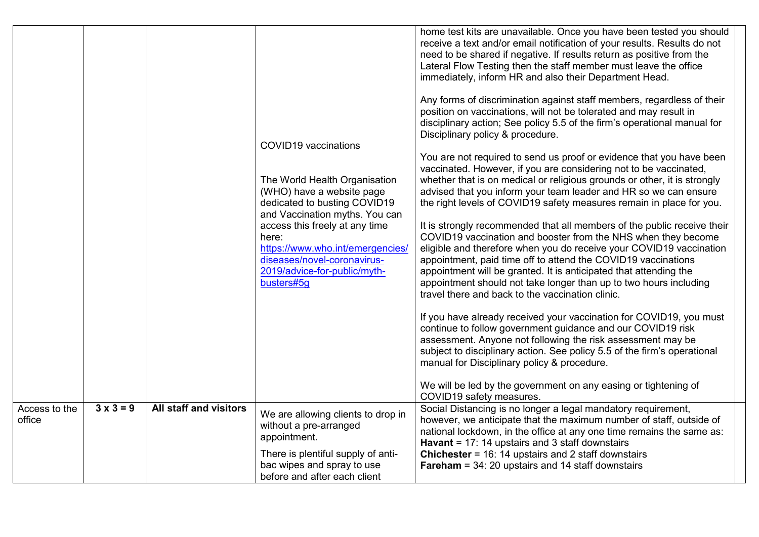|  |  |  |  |  |  |
|---|---|---|---|---|---|
|  |  |  | COVID19 vaccinations<br><br>The World Health Organisation (WHO) have a website page dedicated to busting COVID19 and Vaccination myths. You can access this freely at any time here: [https://www.who.int/emergencies/diseases/novel-coronavirus-2019/advice-for-public/myth-busters#5g](https://www.who.int/emergencies/diseases/novel-coronavirus-2019/advice-for-public/myth-busters#5g) | home test kits are unavailable. Once you have been tested you should receive a text and/or email notification of your results. Results do not need to be shared if negative. If results return as positive from the Lateral Flow Testing then the staff member must leave the office immediately, inform HR and also their Department Head.<br><br>Any forms of discrimination against staff members, regardless of their position on vaccinations, will not be tolerated and may result in disciplinary action; See policy 5.5 of the firm's operational manual for Disciplinary policy & procedure.<br><br>You are not required to send us proof or evidence that you have been vaccinated. However, if you are considering not to be vaccinated, whether that is on medical or religious grounds or other, it is strongly advised that you inform your team leader and HR so we can ensure the right levels of COVID19 safety measures remain in place for you.<br><br>It is strongly recommended that all members of the public receive their COVID19 vaccination and booster from the NHS when they become eligible and therefore when you do receive your COVID19 vaccination appointment, paid time off to attend the COVID19 vaccinations appointment will be granted. It is anticipated that attending the appointment should not take longer than up to two hours including travel there and back to the vaccination clinic.<br><br>If you have already received your vaccination for COVID19, you must continue to follow government guidance and our COVID19 risk assessment. Anyone not following the risk assessment may be subject to disciplinary action. See policy 5.5 of the firm's operational manual for Disciplinary policy & procedure.<br><br>We will be led by the government on any easing or tightening of COVID19 safety measures. |  |
| Access to the office | **3 x 3 = 9** | **All staff and visitors** | We are allowing clients to drop in without a pre-arranged appointment.<br><br>There is plentiful supply of anti-bac wipes and spray to use before and after each client | Social Distancing is no longer a legal mandatory requirement, however, we anticipate that the maximum number of staff, outside of national lockdown, in the office at any one time remains the same as:<br>**Havant** = 17: 14 upstairs and 3 staff downstairs<br>**Chichester** = 16: 14 upstairs and 2 staff downstairs<br>**Fareham** = 34: 20 upstairs and 14 staff downstairs |  |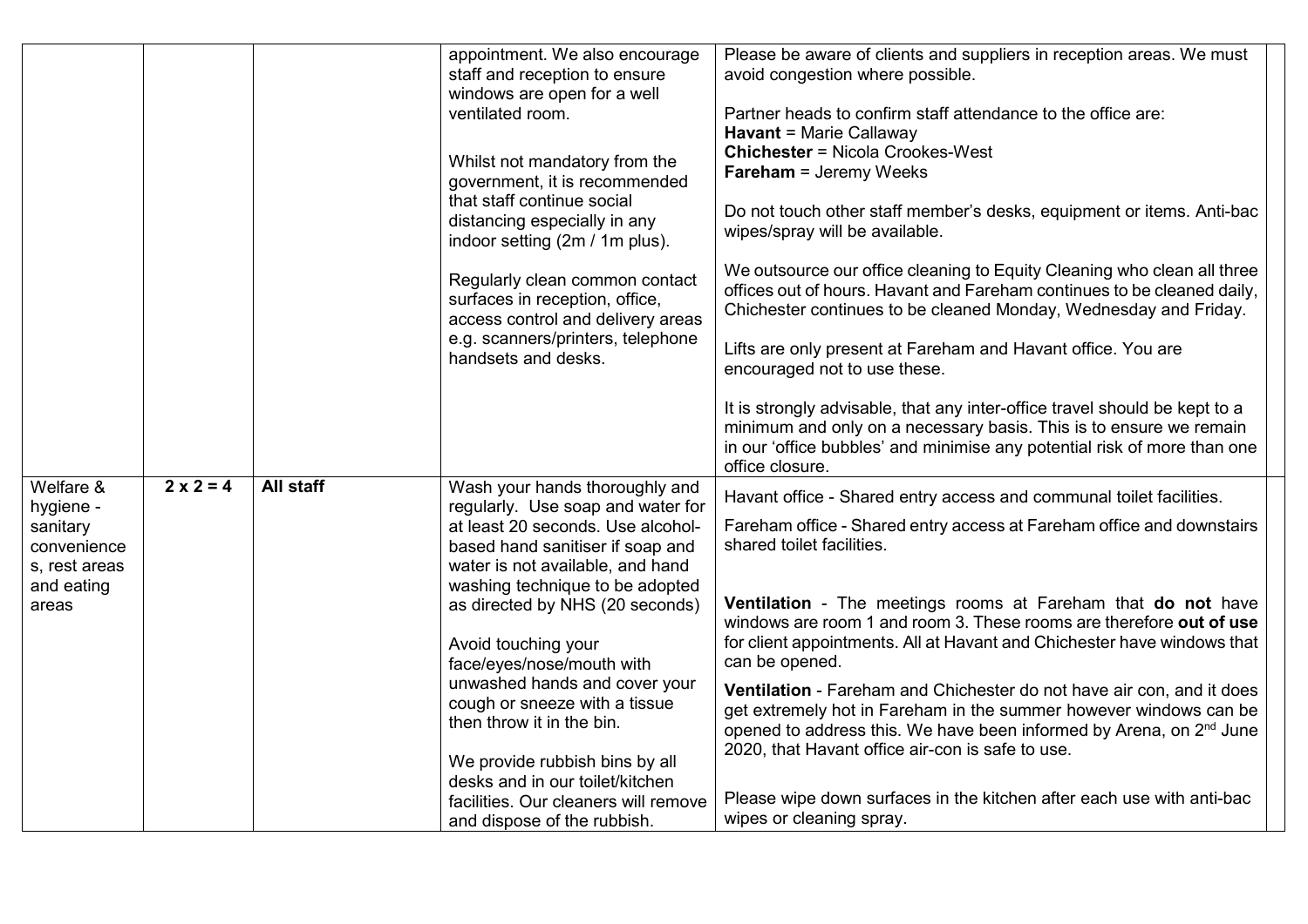| | | | | | |
|---|---|---|---|---|---|
| | | | appointment. We also encourage staff and reception to ensure windows are open for a well ventilated room.<br><br>Whilst not mandatory from the government, it is recommended that staff continue social distancing especially in any indoor setting (2m / 1m plus).<br><br>Regularly clean common contact surfaces in reception, office, access control and delivery areas e.g. scanners/printers, telephone handsets and desks. | Please be aware of clients and suppliers in reception areas. We must avoid congestion where possible.<br><br>Partner heads to confirm staff attendance to the office are:<br>**Havant** = Marie Callaway<br>**Chichester** = Nicola Crookes-West<br>**Fareham** = Jeremy Weeks<br><br>Do not touch other staff member's desks, equipment or items. Anti-bac wipes/spray will be available.<br><br>We outsource our office cleaning to Equity Cleaning who clean all three offices out of hours. Havant and Fareham continues to be cleaned daily, Chichester continues to be cleaned Monday, Wednesday and Friday.<br><br>Lifts are only present at Fareham and Havant office. You are encouraged not to use these.<br><br>It is strongly advisable, that any inter-office travel should be kept to a minimum and only on a necessary basis. This is to ensure we remain in our 'office bubbles' and minimise any potential risk of more than one office closure. | |
| Welfare & hygiene - sanitary conveniences, rest areas and eating areas | **2 x 2 = 4** | **All staff** | Wash your hands thoroughly and regularly. Use soap and water for at least 20 seconds. Use alcohol-based hand sanitiser if soap and water is not available, and hand washing technique to be adopted as directed by NHS (20 seconds)<br><br>Avoid touching your face/eyes/nose/mouth with unwashed hands and cover your cough or sneeze with a tissue then throw it in the bin.<br><br>We provide rubbish bins by all desks and in our toilet/kitchen facilities. Our cleaners will remove and dispose of the rubbish. | Havant office - Shared entry access and communal toilet facilities.<br><br>Fareham office - Shared entry access at Fareham office and downstairs shared toilet facilities.<br><br>**Ventilation** - The meetings rooms at Fareham that **do not** have windows are room 1 and room 3. These rooms are therefore **out of use** for client appointments. All at Havant and Chichester have windows that can be opened.<br><br>**Ventilation** - Fareham and Chichester do not have air con, and it does get extremely hot in Fareham in the summer however windows can be opened to address this. We have been informed by Arena, on 2nd June 2020, that Havant office air-con is safe to use.<br><br>Please wipe down surfaces in the kitchen after each use with anti-bac wipes or cleaning spray. | |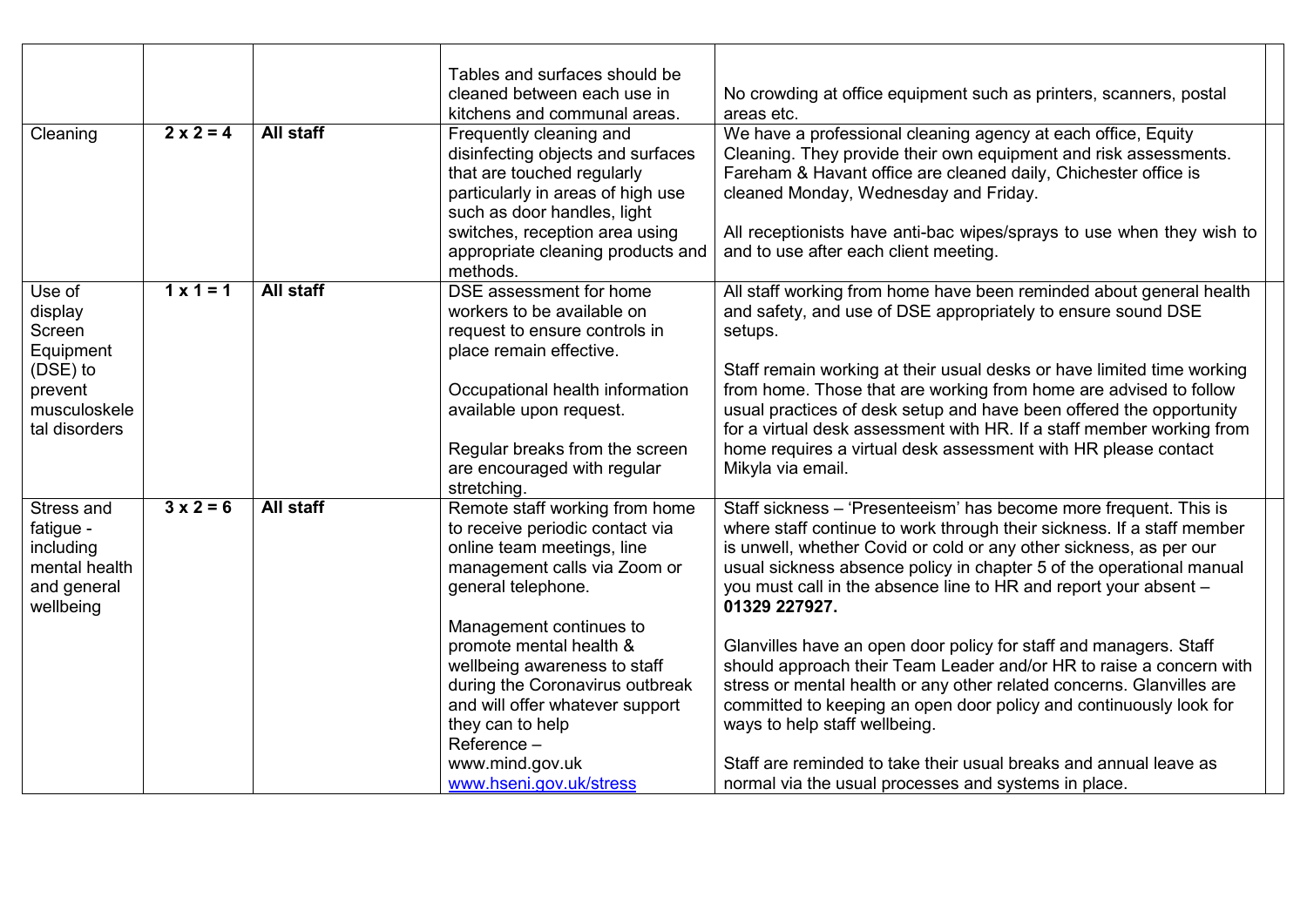| | | | | | |
|---|---|---|---|---|---|
| | | | Tables and surfaces should be cleaned between each use in kitchens and communal areas. | No crowding at office equipment such as printers, scanners, postal areas etc. | |
| Cleaning | **2 x 2 = 4** | **All staff** | Frequently cleaning and disinfecting objects and surfaces that are touched regularly particularly in areas of high use such as door handles, light switches, reception area using appropriate cleaning products and methods. | We have a professional cleaning agency at each office, Equity Cleaning. They provide their own equipment and risk assessments. Fareham & Havant office are cleaned daily, Chichester office is cleaned Monday, Wednesday and Friday.<br><br>All receptionists have anti-bac wipes/sprays to use when they wish to and to use after each client meeting. | |
| Use of display Screen Equipment (DSE) to prevent musculoskeletal disorders | **1 x 1 = 1** | **All staff** | DSE assessment for home workers to be available on request to ensure controls in place remain effective.<br><br>Occupational health information available upon request.<br><br>Regular breaks from the screen are encouraged with regular stretching. | All staff working from home have been reminded about general health and safety, and use of DSE appropriately to ensure sound DSE setups.<br><br>Staff remain working at their usual desks or have limited time working from home. Those that are working from home are advised to follow usual practices of desk setup and have been offered the opportunity for a virtual desk assessment with HR. If a staff member working from home requires a virtual desk assessment with HR please contact Mikyla via email. | |
| Stress and fatigue - including mental health and general wellbeing | **3 x 2 = 6** | **All staff** | Remote staff working from home to receive periodic contact via online team meetings, line management calls via Zoom or general telephone.<br><br>Management continues to promote mental health & wellbeing awareness to staff during the Coronavirus outbreak and will offer whatever support they can to help<br>Reference –<br>www.mind.gov.uk<br>www.hseni.gov.uk/stress | Staff sickness – 'Presenteeism' has become more frequent. This is where staff continue to work through their sickness. If a staff member is unwell, whether Covid or cold or any other sickness, as per our usual sickness absence policy in chapter 5 of the operational manual you must call in the absence line to HR and report your absent – **01329 227927.**<br><br>Glanvilles have an open door policy for staff and managers. Staff should approach their Team Leader and/or HR to raise a concern with stress or mental health or any other related concerns. Glanvilles are committed to keeping an open door policy and continuously look for ways to help staff wellbeing.<br><br>Staff are reminded to take their usual breaks and annual leave as normal via the usual processes and systems in place. | |